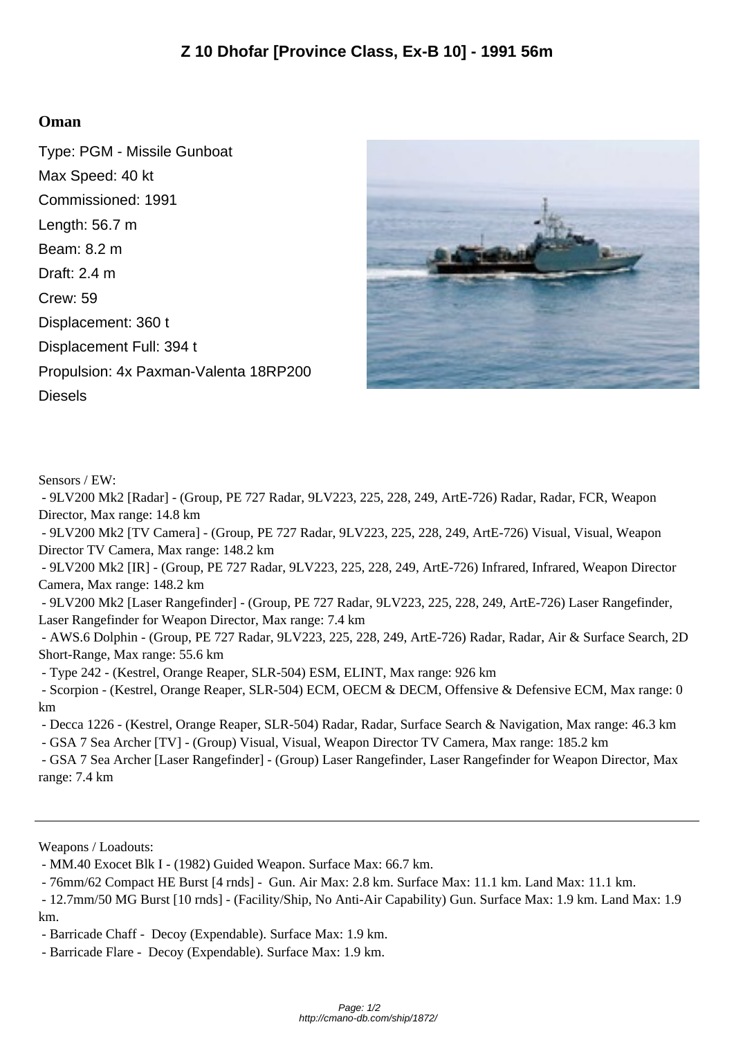# Z 10 Dhofar [Province Class, Ex-B 10] - 1991 56m

**Oman**

Type: PGM - Missile Gunboat

Max Speed: 40 kt

Commissioned: 1991

Length: 56.7 m

Beam: 8.2 m

Draft: 2.4 m

Crew: 59

Displacement: 360 t

Displacement Full: 394 t

Propulsion: 4x Paxman-Valenta 18RP200 Diesels

Sensors / EW:

- 9LV200 Mk2 [Radar] - (Group, PE 727 Radar, 9LV223, 225, 228, 249, ArtE-726) Radar, Radar, FCR, Weapon Director, Max range: 14.8 km
- 9LV200 Mk2 [TV Camera] - (Group, PE 727 Radar, 9LV223, 225, 228, 249, ArtE-726) Visual, Visual, Weapon Director TV Camera, Max range: 148.2 km
- 9LV200 Mk2 [IR] - (Group, PE 727 Radar, 9LV223, 225, 228, 249, ArtE-726) Infrared, Infrared, Weapon Director Camera, Max range: 148.2 km
- 9LV200 Mk2 [Laser Rangefinder] - (Group, PE 727 Radar, 9LV223, 225, 228, 249, ArtE-726) Laser Rangefinder, Laser Rangefinder for Weapon Director, Max range: 7.4 km
- AWS.6 Dolphin - (Group, PE 727 Radar, 9LV223, 225, 228, 249, ArtE-726) Radar, Radar, Air & Surface Search, 2D Short-Range, Max range: 55.6 km
- Type 242 - (Kestrel, Orange Reaper, SLR-504) ESM, ELINT, Max range: 926 km
- Scorpion - (Kestrel, Orange Reaper, SLR-504) ECM, OECM & DECM, Offensive & Defensive ECM, Max range: 0 km
- Decca 1226 - (Kestrel, Orange Reaper, SLR-504) Radar, Radar, Surface Search & Navigation, Max range: 46.3 km
- GSA 7 Sea Archer [TV] - (Group) Visual, Visual, Weapon Director TV Camera, Max range: 185.2 km
- GSA 7 Sea Archer [Laser Rangefinder] - (Group) Laser Rangefinder, Laser Rangefinder for Weapon Director, Max range: 7.4 km

---

Weapons / Loadouts:

- MM.40 Exocet Blk I - (1982) Guided Weapon. Surface Max: 66.7 km.
- 76mm/62 Compact HE Burst [4 rnds] - Gun. Air Max: 2.8 km. Surface Max: 11.1 km. Land Max: 11.1 km.
- 12.7mm/50 MG Burst [10 rnds] - (Facility/Ship, No Anti-Air Capability) Gun. Surface Max: 1.9 km. Land Max: 1.9 km.
- Barricade Chaff - Decoy (Expendable). Surface Max: 1.9 km.
- Barricade Flare - Decoy (Expendable). Surface Max: 1.9 km.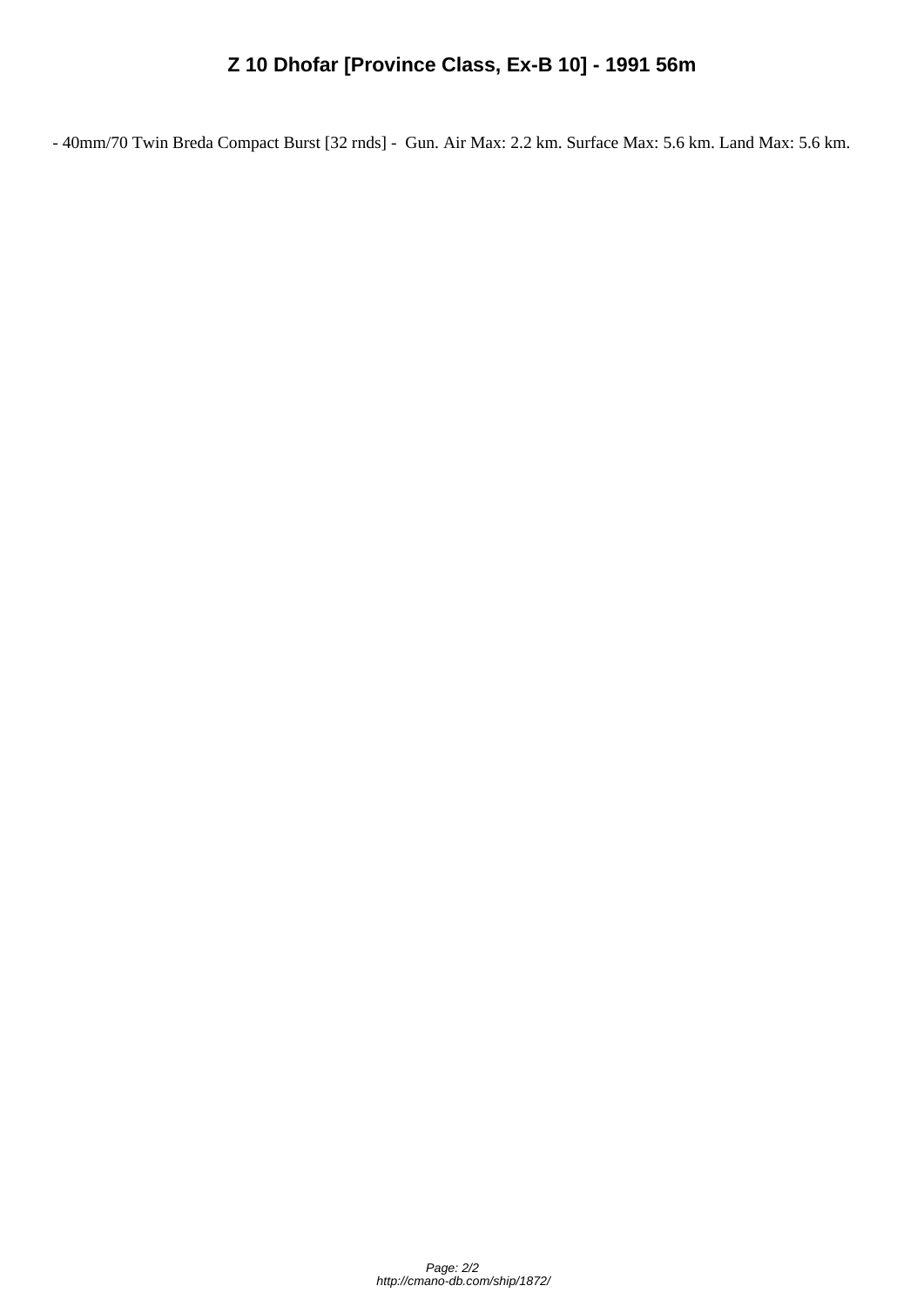- 40mm/70 Twin Breda Compact Burst [32 rnds] - Gun. Air Max: 2.2 km. Surface Max: 5.6 km. Land Max: 5.6 km.